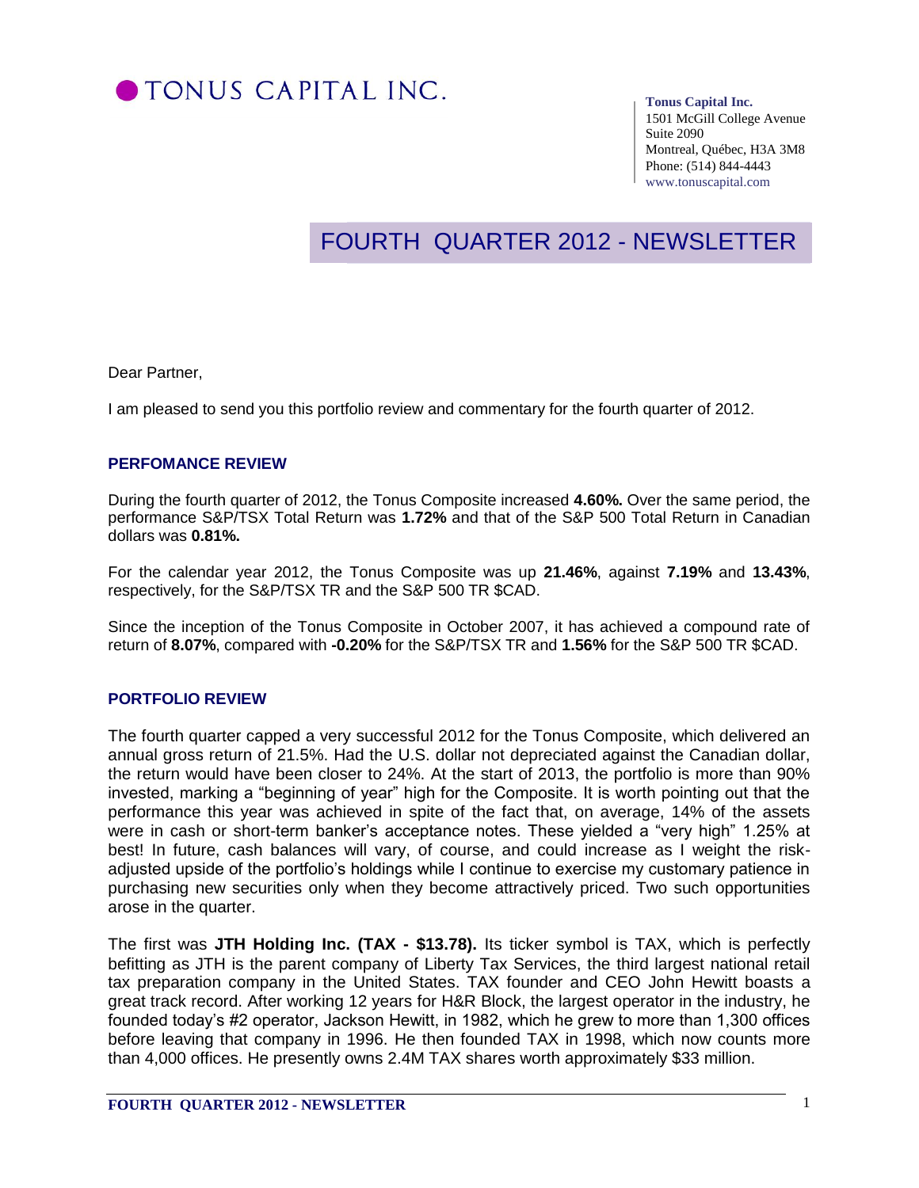# TONUS CAPITAL INC.

**Tonus Capital Inc.**
1501 McGill College Avenue
Suite 2090
Montreal, Québec, H3A 3M8
Phone: (514) 844-4443
www.tonuscapital.com

## FOURTH QUARTER 2012 - NEWSLETTER

Dear Partner,

I am pleased to send you this portfolio review and commentary for the fourth quarter of 2012.

### PERFOMANCE REVIEW

During the fourth quarter of 2012, the Tonus Composite increased **4.60%.** Over the same period, the performance S&P/TSX Total Return was **1.72%** and that of the S&P 500 Total Return in Canadian dollars was **0.81%.**

For the calendar year 2012, the Tonus Composite was up **21.46%**, against **7.19%** and **13.43%**, respectively, for the S&P/TSX TR and the S&P 500 TR $CAD.

Since the inception of the Tonus Composite in October 2007, it has achieved a compound rate of return of **8.07%**, compared with **-0.20%** for the S&P/TSX TR and **1.56%** for the S&P 500 TR $CAD.

### PORTFOLIO REVIEW

The fourth quarter capped a very successful 2012 for the Tonus Composite, which delivered an annual gross return of 21.5%. Had the U.S. dollar not depreciated against the Canadian dollar, the return would have been closer to 24%. At the start of 2013, the portfolio is more than 90% invested, marking a "beginning of year" high for the Composite. It is worth pointing out that the performance this year was achieved in spite of the fact that, on average, 14% of the assets were in cash or short-term banker's acceptance notes. These yielded a "very high" 1.25% at best! In future, cash balances will vary, of course, and could increase as I weight the risk-adjusted upside of the portfolio's holdings while I continue to exercise my customary patience in purchasing new securities only when they become attractively priced. Two such opportunities arose in the quarter.

The first was **JTH Holding Inc. (TAX - $13.78).** Its ticker symbol is TAX, which is perfectly befitting as JTH is the parent company of Liberty Tax Services, the third largest national retail tax preparation company in the United States. TAX founder and CEO John Hewitt boasts a great track record. After working 12 years for H&R Block, the largest operator in the industry, he founded today's #2 operator, Jackson Hewitt, in 1982, which he grew to more than 1,300 offices before leaving that company in 1996. He then founded TAX in 1998, which now counts more than 4,000 offices. He presently owns 2.4M TAX shares worth approximately $33 million.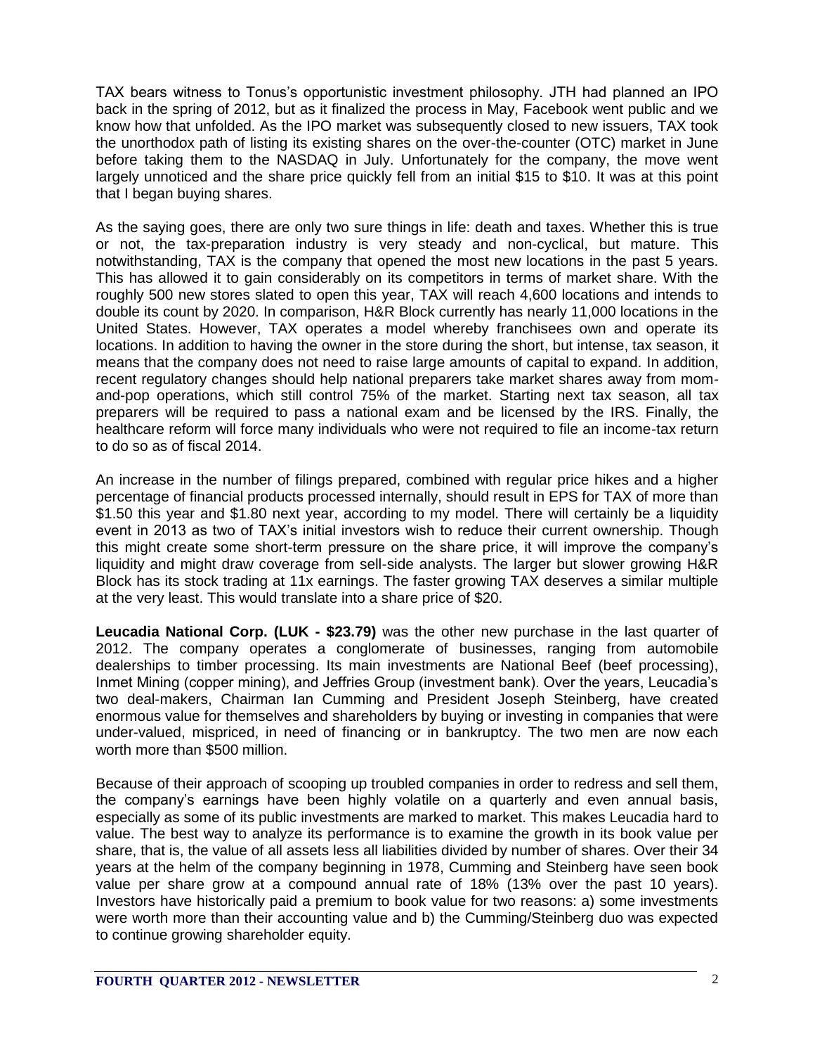TAX bears witness to Tonus's opportunistic investment philosophy. JTH had planned an IPO back in the spring of 2012, but as it finalized the process in May, Facebook went public and we know how that unfolded. As the IPO market was subsequently closed to new issuers, TAX took the unorthodox path of listing its existing shares on the over-the-counter (OTC) market in June before taking them to the NASDAQ in July. Unfortunately for the company, the move went largely unnoticed and the share price quickly fell from an initial $15 to $10. It was at this point that I began buying shares.

As the saying goes, there are only two sure things in life: death and taxes. Whether this is true or not, the tax-preparation industry is very steady and non-cyclical, but mature. This notwithstanding, TAX is the company that opened the most new locations in the past 5 years. This has allowed it to gain considerably on its competitors in terms of market share. With the roughly 500 new stores slated to open this year, TAX will reach 4,600 locations and intends to double its count by 2020. In comparison, H&R Block currently has nearly 11,000 locations in the United States. However, TAX operates a model whereby franchisees own and operate its locations. In addition to having the owner in the store during the short, but intense, tax season, it means that the company does not need to raise large amounts of capital to expand. In addition, recent regulatory changes should help national preparers take market shares away from mom-and-pop operations, which still control 75% of the market. Starting next tax season, all tax preparers will be required to pass a national exam and be licensed by the IRS. Finally, the healthcare reform will force many individuals who were not required to file an income-tax return to do so as of fiscal 2014.

An increase in the number of filings prepared, combined with regular price hikes and a higher percentage of financial products processed internally, should result in EPS for TAX of more than $1.50 this year and $1.80 next year, according to my model. There will certainly be a liquidity event in 2013 as two of TAX's initial investors wish to reduce their current ownership. Though this might create some short-term pressure on the share price, it will improve the company's liquidity and might draw coverage from sell-side analysts. The larger but slower growing H&R Block has its stock trading at 11x earnings. The faster growing TAX deserves a similar multiple at the very least. This would translate into a share price of $20.

**Leucadia National Corp. (LUK - $23.79)** was the other new purchase in the last quarter of 2012. The company operates a conglomerate of businesses, ranging from automobile dealerships to timber processing. Its main investments are National Beef (beef processing), Inmet Mining (copper mining), and Jeffries Group (investment bank). Over the years, Leucadia's two deal-makers, Chairman Ian Cumming and President Joseph Steinberg, have created enormous value for themselves and shareholders by buying or investing in companies that were under-valued, mispriced, in need of financing or in bankruptcy. The two men are now each worth more than $500 million.

Because of their approach of scooping up troubled companies in order to redress and sell them, the company's earnings have been highly volatile on a quarterly and even annual basis, especially as some of its public investments are marked to market. This makes Leucadia hard to value. The best way to analyze its performance is to examine the growth in its book value per share, that is, the value of all assets less all liabilities divided by number of shares. Over their 34 years at the helm of the company beginning in 1978, Cumming and Steinberg have seen book value per share grow at a compound annual rate of 18% (13% over the past 10 years). Investors have historically paid a premium to book value for two reasons: a) some investments were worth more than their accounting value and b) the Cumming/Steinberg duo was expected to continue growing shareholder equity.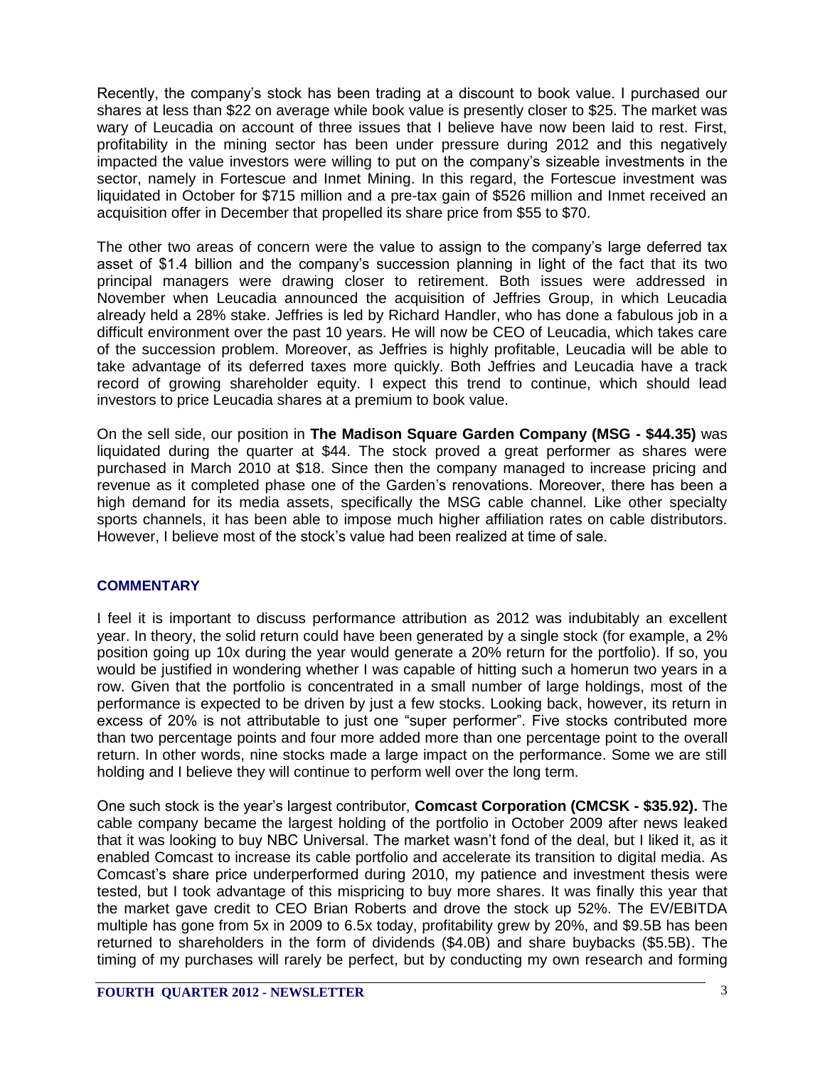Recently, the company's stock has been trading at a discount to book value. I purchased our shares at less than $22 on average while book value is presently closer to $25. The market was wary of Leucadia on account of three issues that I believe have now been laid to rest. First, profitability in the mining sector has been under pressure during 2012 and this negatively impacted the value investors were willing to put on the company's sizeable investments in the sector, namely in Fortescue and Inmet Mining. In this regard, the Fortescue investment was liquidated in October for $715 million and a pre-tax gain of $526 million and Inmet received an acquisition offer in December that propelled its share price from $55 to $70.

The other two areas of concern were the value to assign to the company's large deferred tax asset of $1.4 billion and the company's succession planning in light of the fact that its two principal managers were drawing closer to retirement. Both issues were addressed in November when Leucadia announced the acquisition of Jeffries Group, in which Leucadia already held a 28% stake. Jeffries is led by Richard Handler, who has done a fabulous job in a difficult environment over the past 10 years. He will now be CEO of Leucadia, which takes care of the succession problem. Moreover, as Jeffries is highly profitable, Leucadia will be able to take advantage of its deferred taxes more quickly. Both Jeffries and Leucadia have a track record of growing shareholder equity. I expect this trend to continue, which should lead investors to price Leucadia shares at a premium to book value.

On the sell side, our position in **The Madison Square Garden Company (MSG - $44.35)** was liquidated during the quarter at $44. The stock proved a great performer as shares were purchased in March 2010 at $18. Since then the company managed to increase pricing and revenue as it completed phase one of the Garden's renovations. Moreover, there has been a high demand for its media assets, specifically the MSG cable channel. Like other specialty sports channels, it has been able to impose much higher affiliation rates on cable distributors. However, I believe most of the stock's value had been realized at time of sale.

## COMMENTARY

I feel it is important to discuss performance attribution as 2012 was indubitably an excellent year. In theory, the solid return could have been generated by a single stock (for example, a 2% position going up 10x during the year would generate a 20% return for the portfolio). If so, you would be justified in wondering whether I was capable of hitting such a homerun two years in a row. Given that the portfolio is concentrated in a small number of large holdings, most of the performance is expected to be driven by just a few stocks. Looking back, however, its return in excess of 20% is not attributable to just one "super performer". Five stocks contributed more than two percentage points and four more added more than one percentage point to the overall return. In other words, nine stocks made a large impact on the performance. Some we are still holding and I believe they will continue to perform well over the long term.

One such stock is the year's largest contributor, **Comcast Corporation (CMCSK - $35.92).** The cable company became the largest holding of the portfolio in October 2009 after news leaked that it was looking to buy NBC Universal. The market wasn't fond of the deal, but I liked it, as it enabled Comcast to increase its cable portfolio and accelerate its transition to digital media. As Comcast's share price underperformed during 2010, my patience and investment thesis were tested, but I took advantage of this mispricing to buy more shares. It was finally this year that the market gave credit to CEO Brian Roberts and drove the stock up 52%. The EV/EBITDA multiple has gone from 5x in 2009 to 6.5x today, profitability grew by 20%, and $9.5B has been returned to shareholders in the form of dividends ($4.0B) and share buybacks ($5.5B). The timing of my purchases will rarely be perfect, but by conducting my own research and forming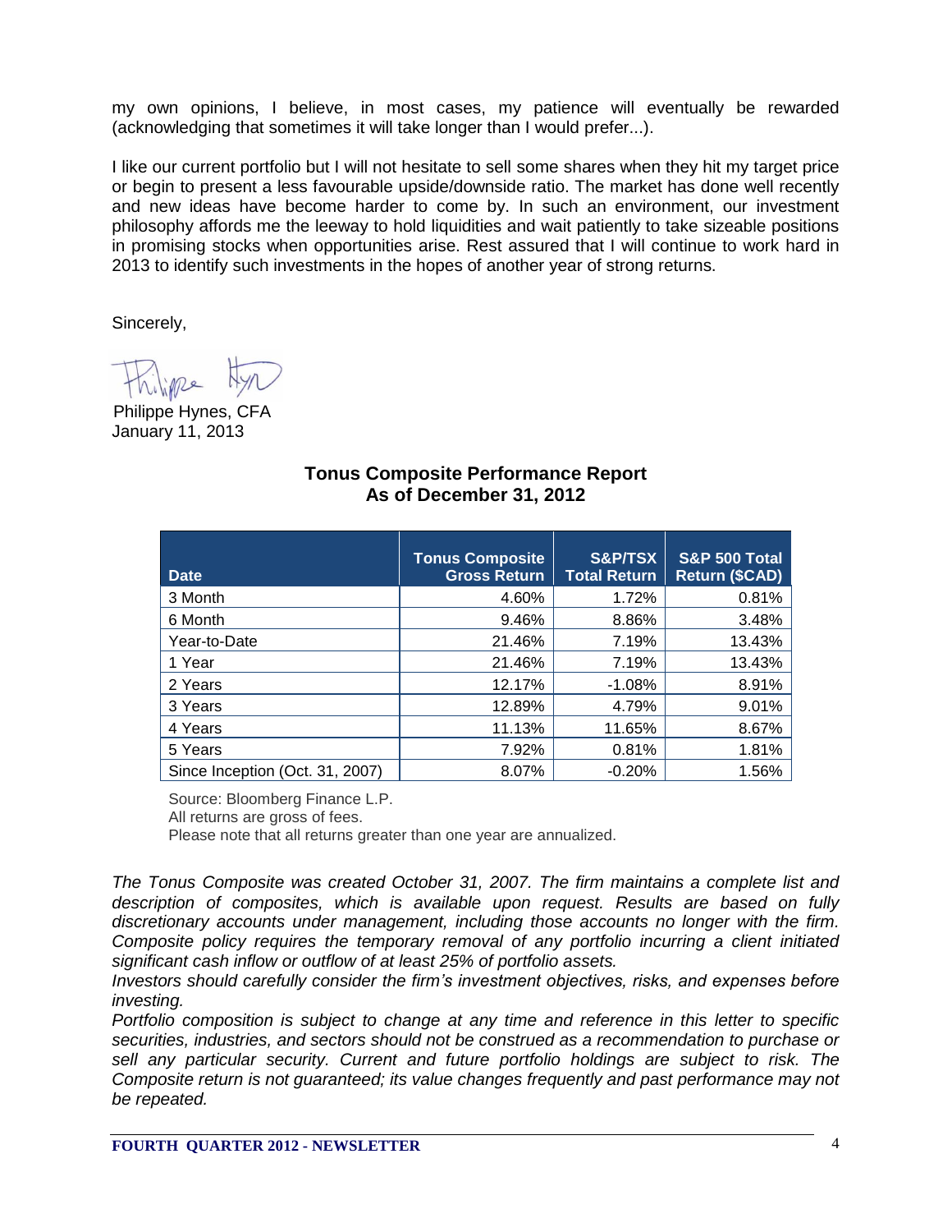my own opinions, I believe, in most cases, my patience will eventually be rewarded (acknowledging that sometimes it will take longer than I would prefer...).

I like our current portfolio but I will not hesitate to sell some shares when they hit my target price or begin to present a less favourable upside/downside ratio. The market has done well recently and new ideas have become harder to come by. In such an environment, our investment philosophy affords me the leeway to hold liquidities and wait patiently to take sizeable positions in promising stocks when opportunities arise. Rest assured that I will continue to work hard in 2013 to identify such investments in the hopes of another year of strong returns.

Sincerely,

Philippe Hynes, CFA
January 11, 2013

**Tonus Composite Performance Report**
**As of December 31, 2012**

| Date | Tonus Composite Gross Return | S&P/TSX Total Return | S&P 500 Total Return ($CAD) |
|---|---|---|---|
| 3 Month | 4.60% | 1.72% | 0.81% |
| 6 Month | 9.46% | 8.86% | 3.48% |
| Year-to-Date | 21.46% | 7.19% | 13.43% |
| 1 Year | 21.46% | 7.19% | 13.43% |
| 2 Years | 12.17% | -1.08% | 8.91% |
| 3 Years | 12.89% | 4.79% | 9.01% |
| 4 Years | 11.13% | 11.65% | 8.67% |
| 5 Years | 7.92% | 0.81% | 1.81% |
| Since Inception (Oct. 31, 2007) | 8.07% | -0.20% | 1.56% |

Source: Bloomberg Finance L.P.
All returns are gross of fees.
Please note that all returns greater than one year are annualized.

*The Tonus Composite was created October 31, 2007. The firm maintains a complete list and description of composites, which is available upon request. Results are based on fully discretionary accounts under management, including those accounts no longer with the firm. Composite policy requires the temporary removal of any portfolio incurring a client initiated significant cash inflow or outflow of at least 25% of portfolio assets.*

*Investors should carefully consider the firm's investment objectives, risks, and expenses before investing.*

*Portfolio composition is subject to change at any time and reference in this letter to specific securities, industries, and sectors should not be construed as a recommendation to purchase or sell any particular security. Current and future portfolio holdings are subject to risk. The Composite return is not guaranteed; its value changes frequently and past performance may not be repeated.*